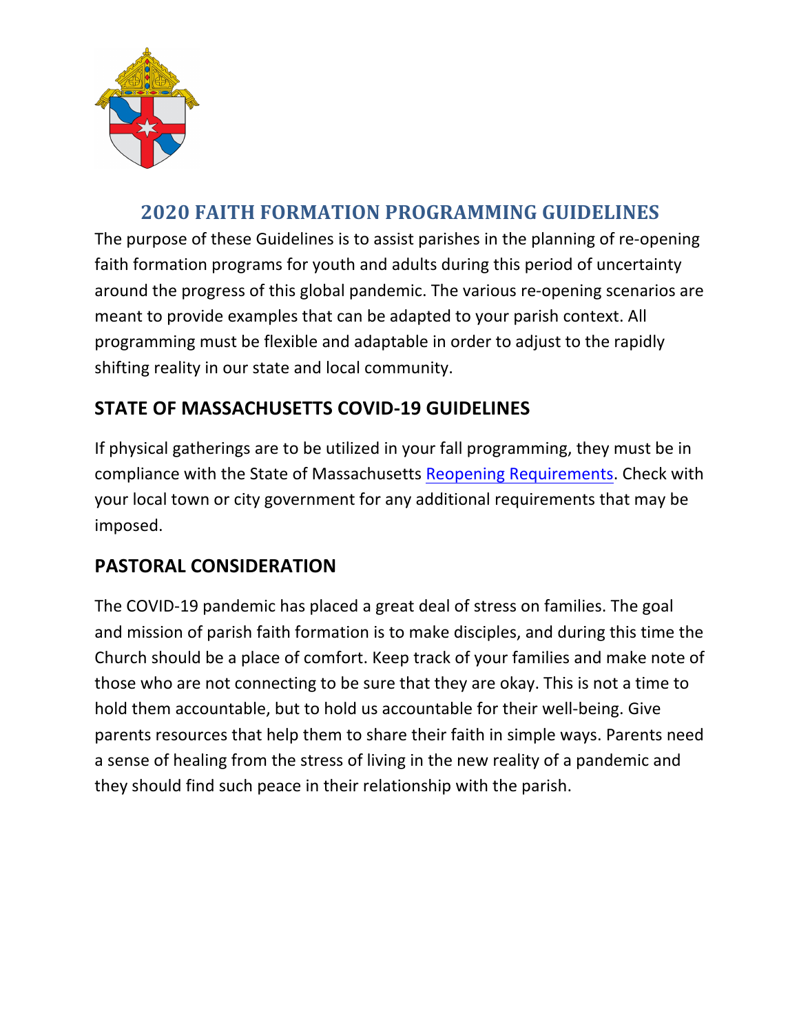# 2020 FAITH FORMATION PROGRAMMING GUIDELINES

The purpose of these Guidelines is to assist parishes in the planning of re-opening faith formation programs for youth and adults during this period of uncertainty around the progress of this global pandemic. The various re-opening scenarios are meant to provide examples that can be adapted to your parish context. All programming must be flexible and adaptable in order to adjust to the rapidly shifting reality in our state and local community.

## STATE OF MASSACHUSETTS COVID-19 GUIDELINES

If physical gatherings are to be utilized in your fall programming, they must be in compliance with the State of Massachusetts Reopening Requirements. Check with your local town or city government for any additional requirements that may be imposed.

## PASTORAL CONSIDERATION

The COVID-19 pandemic has placed a great deal of stress on families. The goal and mission of parish faith formation is to make disciples, and during this time the Church should be a place of comfort. Keep track of your families and make note of those who are not connecting to be sure that they are okay. This is not a time to hold them accountable, but to hold us accountable for their well-being. Give parents resources that help them to share their faith in simple ways. Parents need a sense of healing from the stress of living in the new reality of a pandemic and they should find such peace in their relationship with the parish.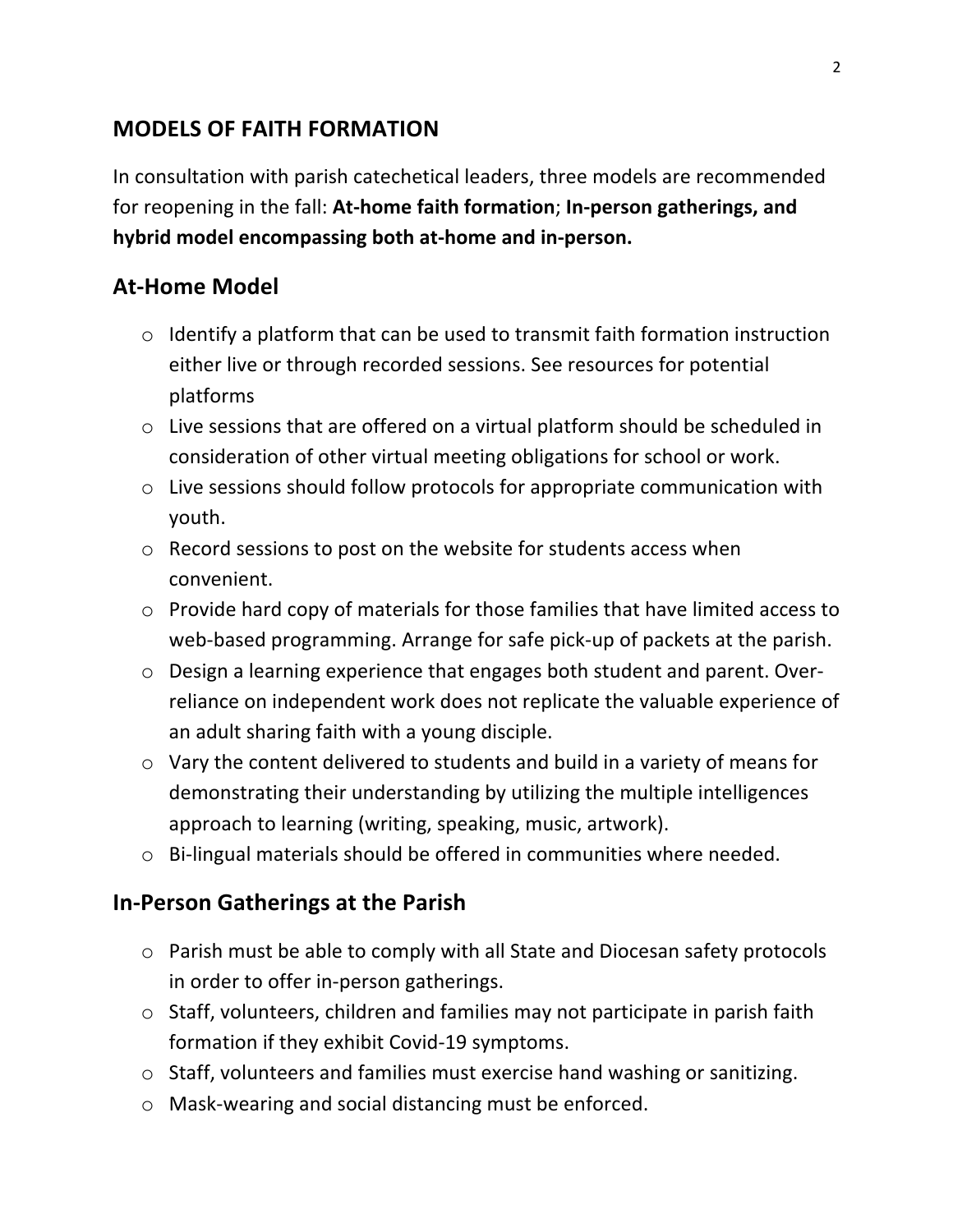## MODELS OF FAITH FORMATION

In consultation with parish catechetical leaders, three models are recommended for reopening in the fall: **At-home faith formation**; **In-person gatherings, and hybrid model encompassing both at-home and in-person.**

### At-Home Model

- Identify a platform that can be used to transmit faith formation instruction either live or through recorded sessions. See resources for potential platforms
- Live sessions that are offered on a virtual platform should be scheduled in consideration of other virtual meeting obligations for school or work.
- Live sessions should follow protocols for appropriate communication with youth.
- Record sessions to post on the website for students access when convenient.
- Provide hard copy of materials for those families that have limited access to web-based programming. Arrange for safe pick-up of packets at the parish.
- Design a learning experience that engages both student and parent. Over-reliance on independent work does not replicate the valuable experience of an adult sharing faith with a young disciple.
- Vary the content delivered to students and build in a variety of means for demonstrating their understanding by utilizing the multiple intelligences approach to learning (writing, speaking, music, artwork).
- Bi-lingual materials should be offered in communities where needed.

### In-Person Gatherings at the Parish

- Parish must be able to comply with all State and Diocesan safety protocols in order to offer in-person gatherings.
- Staff, volunteers, children and families may not participate in parish faith formation if they exhibit Covid-19 symptoms.
- Staff, volunteers and families must exercise hand washing or sanitizing.
- Mask-wearing and social distancing must be enforced.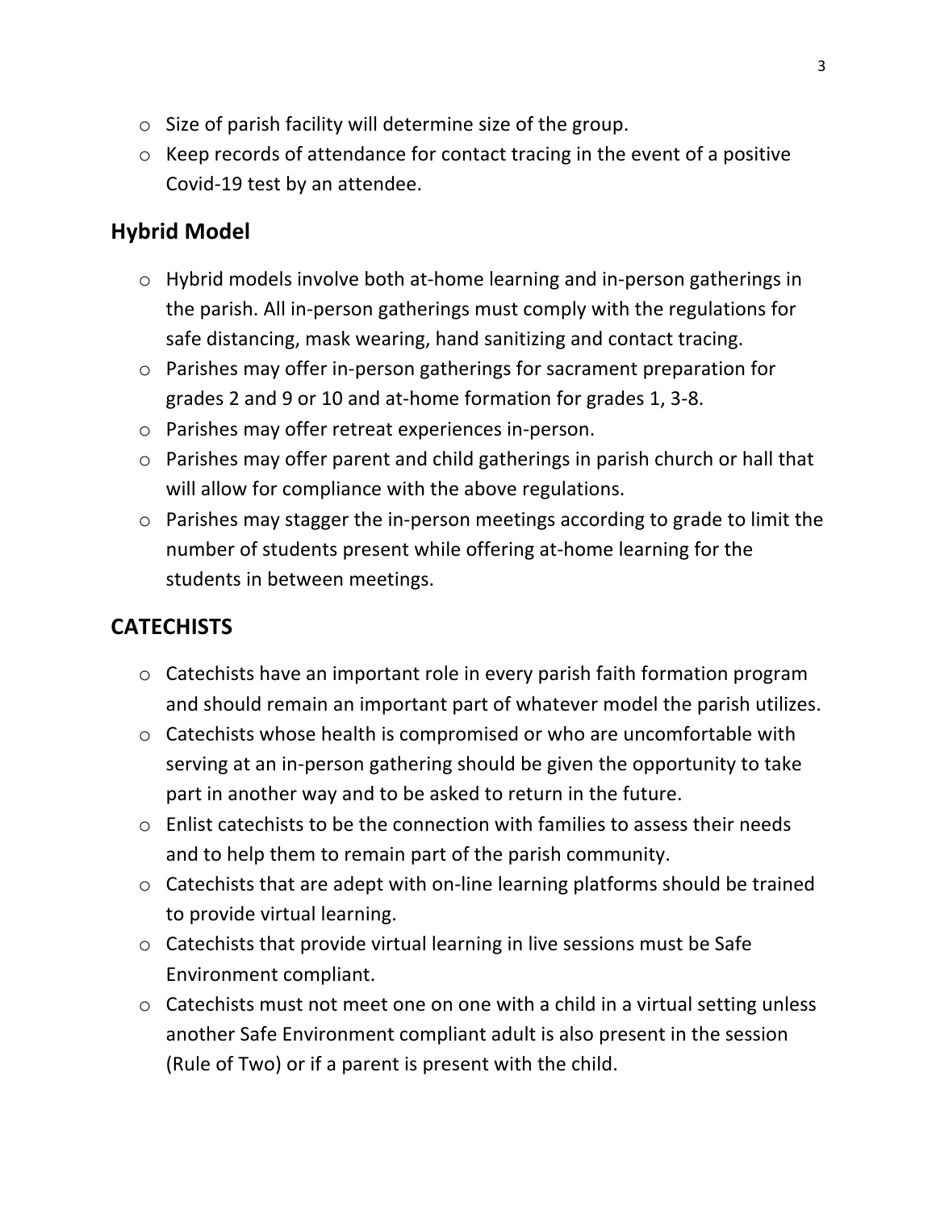- Size of parish facility will determine size of the group.
- Keep records of attendance for contact tracing in the event of a positive Covid-19 test by an attendee.

## Hybrid Model

- Hybrid models involve both at-home learning and in-person gatherings in the parish. All in-person gatherings must comply with the regulations for safe distancing, mask wearing, hand sanitizing and contact tracing.
- Parishes may offer in-person gatherings for sacrament preparation for grades 2 and 9 or 10 and at-home formation for grades 1, 3-8.
- Parishes may offer retreat experiences in-person.
- Parishes may offer parent and child gatherings in parish church or hall that will allow for compliance with the above regulations.
- Parishes may stagger the in-person meetings according to grade to limit the number of students present while offering at-home learning for the students in between meetings.

## CATECHISTS

- Catechists have an important role in every parish faith formation program and should remain an important part of whatever model the parish utilizes.
- Catechists whose health is compromised or who are uncomfortable with serving at an in-person gathering should be given the opportunity to take part in another way and to be asked to return in the future.
- Enlist catechists to be the connection with families to assess their needs and to help them to remain part of the parish community.
- Catechists that are adept with on-line learning platforms should be trained to provide virtual learning.
- Catechists that provide virtual learning in live sessions must be Safe Environment compliant.
- Catechists must not meet one on one with a child in a virtual setting unless another Safe Environment compliant adult is also present in the session (Rule of Two) or if a parent is present with the child.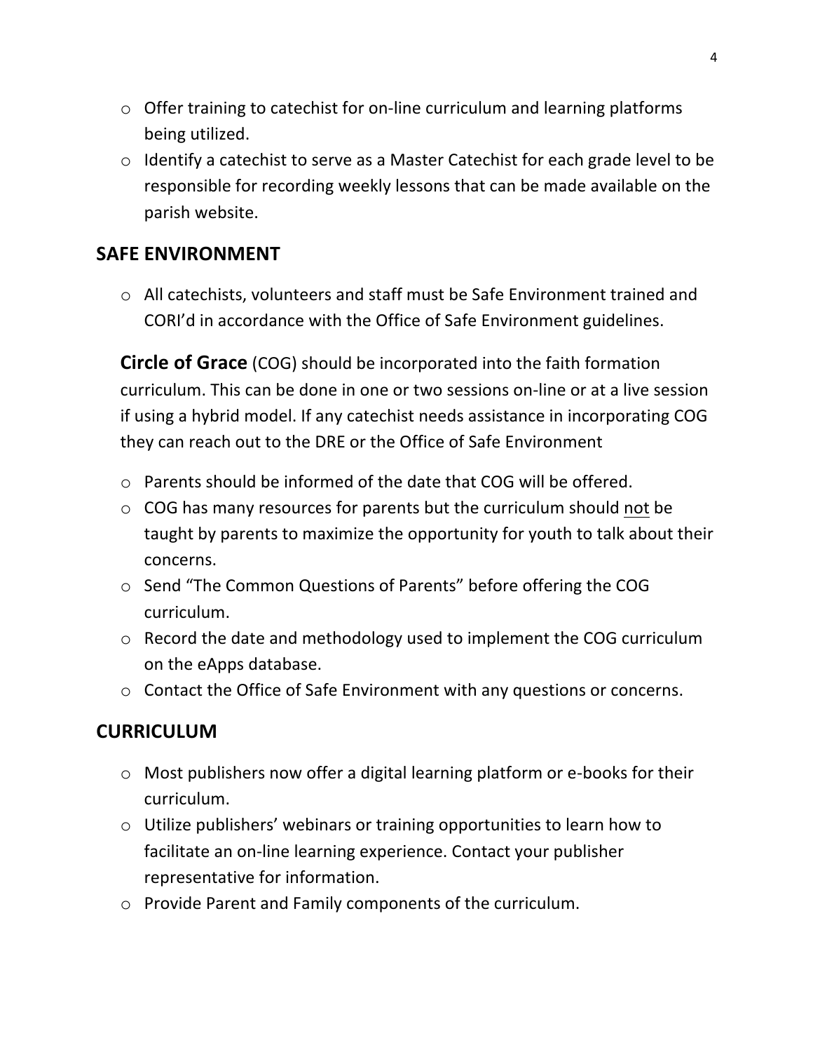- Offer training to catechist for on-line curriculum and learning platforms being utilized.
- Identify a catechist to serve as a Master Catechist for each grade level to be responsible for recording weekly lessons that can be made available on the parish website.

## SAFE ENVIRONMENT

- All catechists, volunteers and staff must be Safe Environment trained and CORI'd in accordance with the Office of Safe Environment guidelines.

**Circle of Grace** (COG) should be incorporated into the faith formation curriculum. This can be done in one or two sessions on-line or at a live session if using a hybrid model. If any catechist needs assistance in incorporating COG they can reach out to the DRE or the Office of Safe Environment

- Parents should be informed of the date that COG will be offered.
- COG has many resources for parents but the curriculum should <u>not</u> be taught by parents to maximize the opportunity for youth to talk about their concerns.
- Send "The Common Questions of Parents" before offering the COG curriculum.
- Record the date and methodology used to implement the COG curriculum on the eApps database.
- Contact the Office of Safe Environment with any questions or concerns.

## CURRICULUM

- Most publishers now offer a digital learning platform or e-books for their curriculum.
- Utilize publishers' webinars or training opportunities to learn how to facilitate an on-line learning experience. Contact your publisher representative for information.
- Provide Parent and Family components of the curriculum.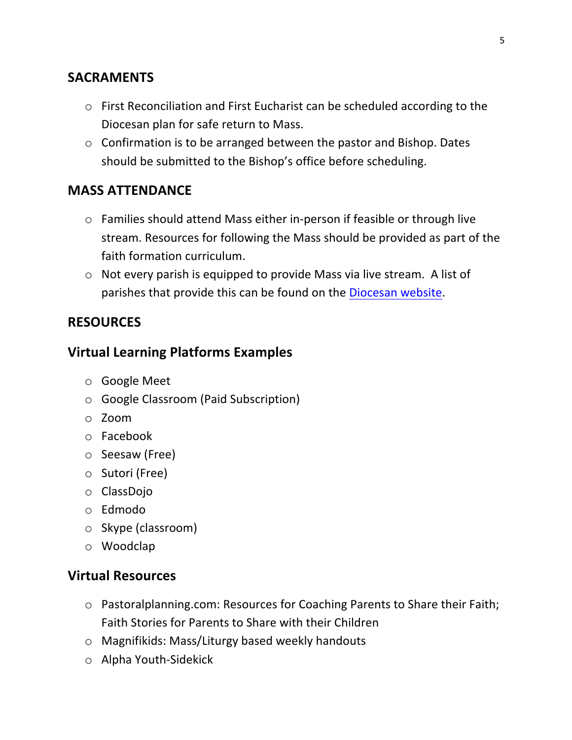## SACRAMENTS

- First Reconciliation and First Eucharist can be scheduled according to the Diocesan plan for safe return to Mass.
- Confirmation is to be arranged between the pastor and Bishop. Dates should be submitted to the Bishop's office before scheduling.

## MASS ATTENDANCE

- Families should attend Mass either in-person if feasible or through live stream. Resources for following the Mass should be provided as part of the faith formation curriculum.
- Not every parish is equipped to provide Mass via live stream. A list of parishes that provide this can be found on the Diocesan website.

## RESOURCES

### Virtual Learning Platforms Examples

- Google Meet
- Google Classroom (Paid Subscription)
- Zoom
- Facebook
- Seesaw (Free)
- Sutori (Free)
- ClassDojo
- Edmodo
- Skype (classroom)
- Woodclap

### Virtual Resources

- Pastoralplanning.com: Resources for Coaching Parents to Share their Faith; Faith Stories for Parents to Share with their Children
- Magnifikids: Mass/Liturgy based weekly handouts
- Alpha Youth-Sidekick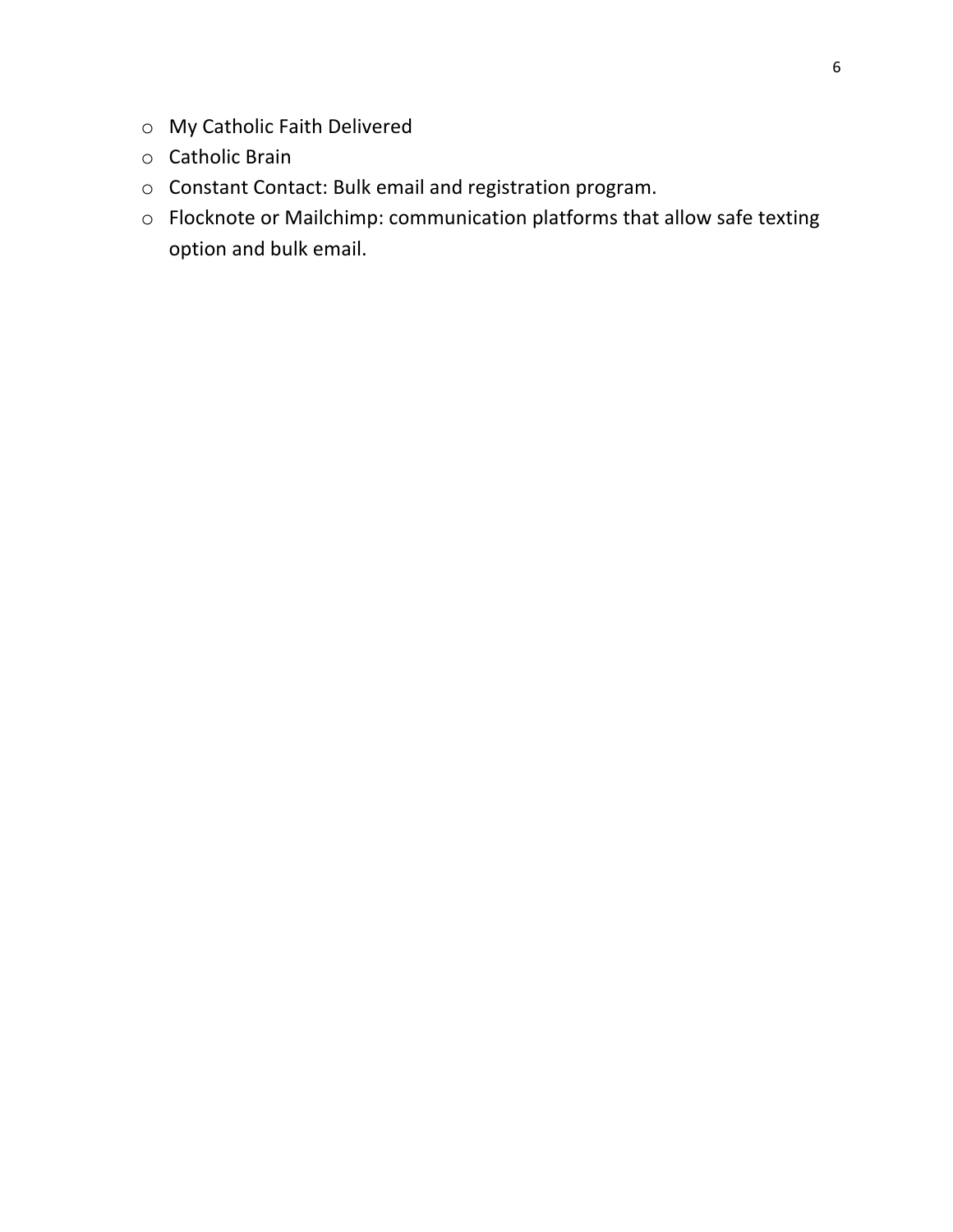- My Catholic Faith Delivered
- Catholic Brain
- Constant Contact: Bulk email and registration program.
- Flocknote or Mailchimp: communication platforms that allow safe texting option and bulk email.